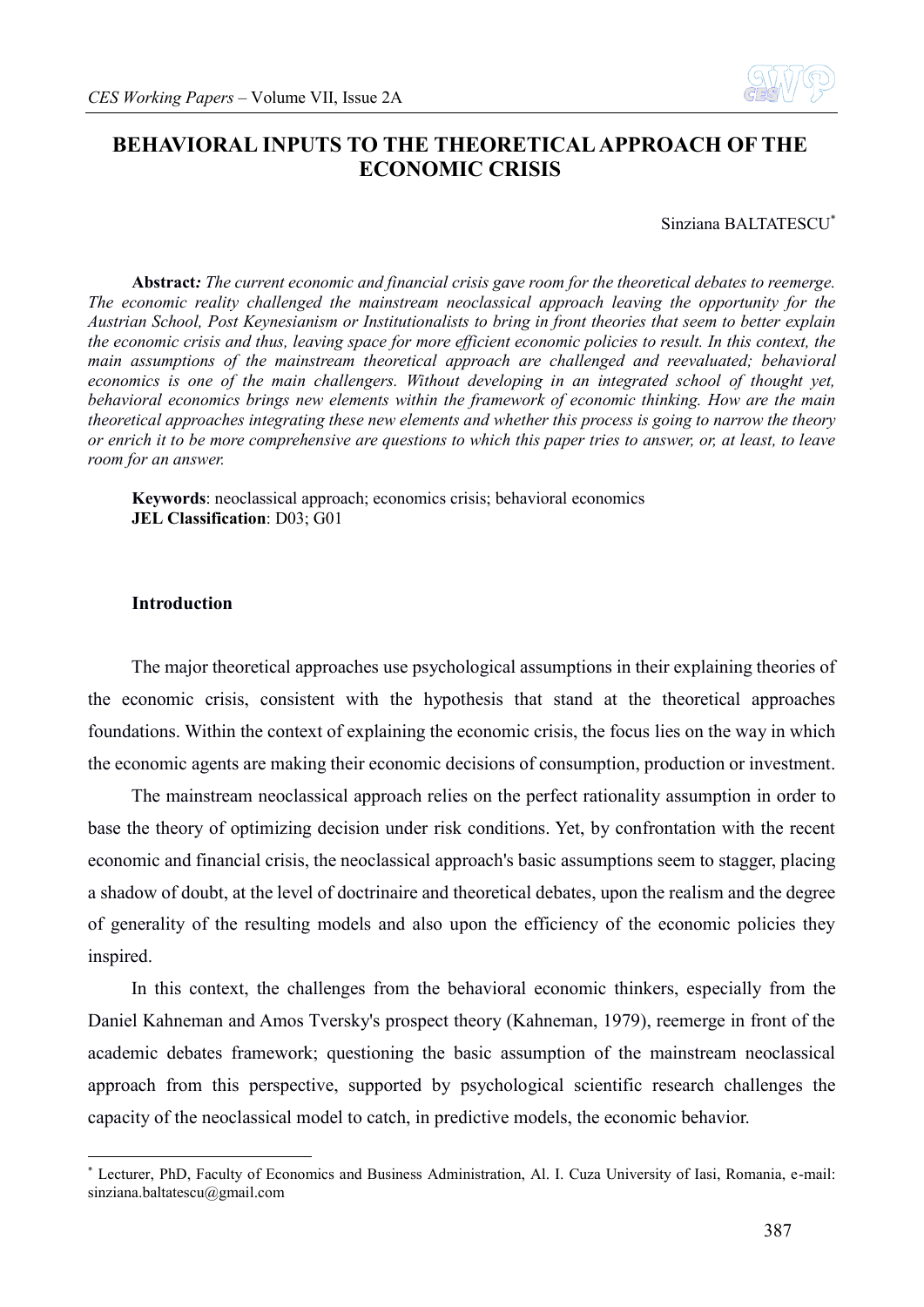# BEHAVIORAL INPUTS TO THE THEORETICAL APPROACH OF THE ECONOMIC CRISIS

Sinziana BALTATESCU[*]

**Abstract***: The current economic and financial crisis gave room for the theoretical debates to reemerge. The economic reality challenged the mainstream neoclassical approach leaving the opportunity for the Austrian School, Post Keynesianism or Institutionalists to bring in front theories that seem to better explain the economic crisis and thus, leaving space for more efficient economic policies to result. In this context, the main assumptions of the mainstream theoretical approach are challenged and reevaluated; behavioral economics is one of the main challengers. Without developing in an integrated school of thought yet, behavioral economics brings new elements within the framework of economic thinking. How are the main theoretical approaches integrating these new elements and whether this process is going to narrow the theory or enrich it to be more comprehensive are questions to which this paper tries to answer, or, at least, to leave room for an answer.*

**Keywords**: neoclassical approach; economics crisis; behavioral economics
**JEL Classification**: D03; G01

## Introduction

The major theoretical approaches use psychological assumptions in their explaining theories of the economic crisis, consistent with the hypothesis that stand at the theoretical approaches foundations. Within the context of explaining the economic crisis, the focus lies on the way in which the economic agents are making their economic decisions of consumption, production or investment.

The mainstream neoclassical approach relies on the perfect rationality assumption in order to base the theory of optimizing decision under risk conditions. Yet, by confrontation with the recent economic and financial crisis, the neoclassical approach's basic assumptions seem to stagger, placing a shadow of doubt, at the level of doctrinaire and theoretical debates, upon the realism and the degree of generality of the resulting models and also upon the efficiency of the economic policies they inspired.

In this context, the challenges from the behavioral economic thinkers, especially from the Daniel Kahneman and Amos Tversky's prospect theory (Kahneman, 1979), reemerge in front of the academic debates framework; questioning the basic assumption of the mainstream neoclassical approach from this perspective, supported by psychological scientific research challenges the capacity of the neoclassical model to catch, in predictive models, the economic behavior.

---

[*] Lecturer, PhD, Faculty of Economics and Business Administration, Al. I. Cuza University of Iasi, Romania, e-mail: sinziana.baltatescu@gmail.com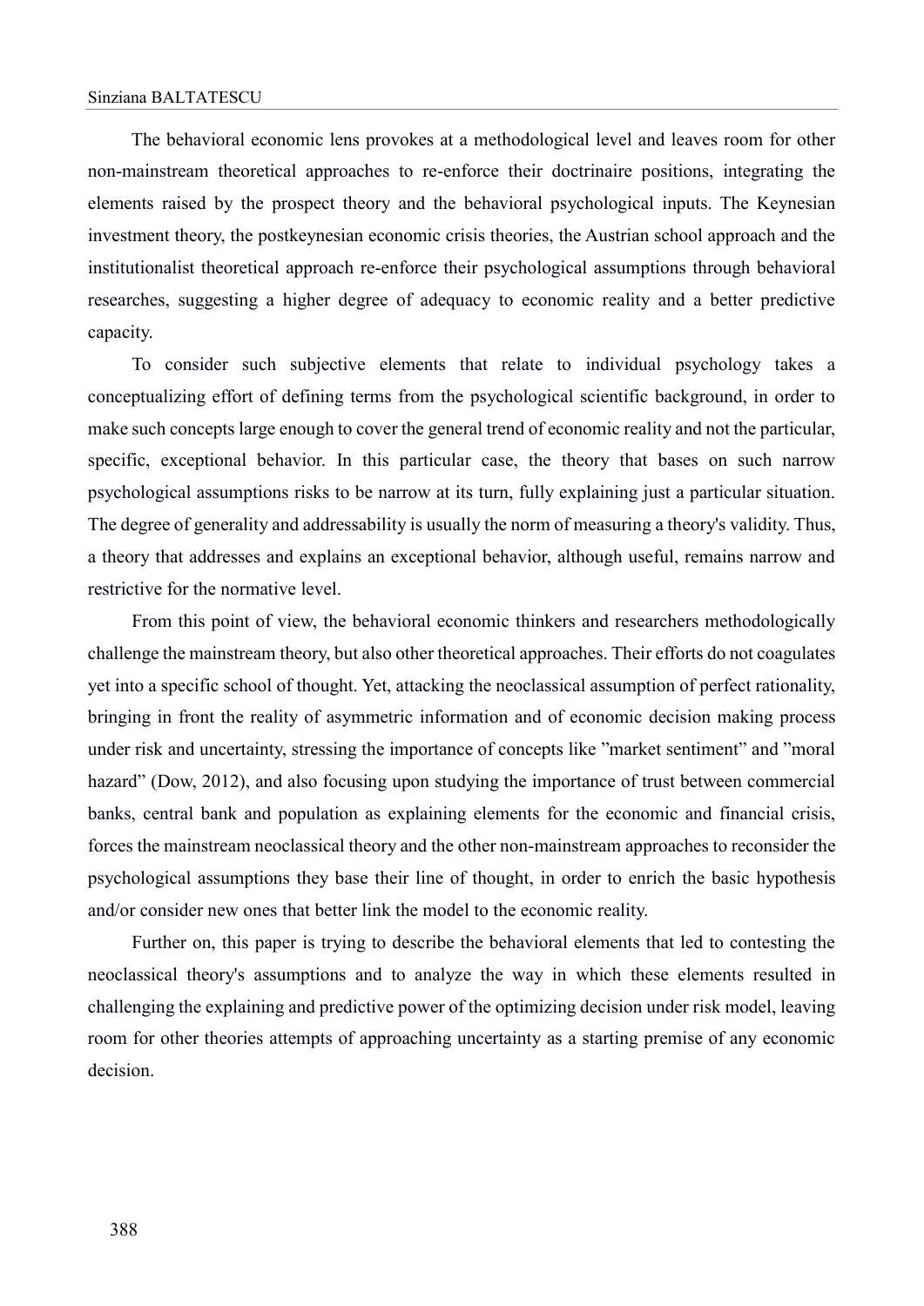The behavioral economic lens provokes at a methodological level and leaves room for other non-mainstream theoretical approaches to re-enforce their doctrinaire positions, integrating the elements raised by the prospect theory and the behavioral psychological inputs. The Keynesian investment theory, the postkeynesian economic crisis theories, the Austrian school approach and the institutionalist theoretical approach re-enforce their psychological assumptions through behavioral researches, suggesting a higher degree of adequacy to economic reality and a better predictive capacity.

To consider such subjective elements that relate to individual psychology takes a conceptualizing effort of defining terms from the psychological scientific background, in order to make such concepts large enough to cover the general trend of economic reality and not the particular, specific, exceptional behavior. In this particular case, the theory that bases on such narrow psychological assumptions risks to be narrow at its turn, fully explaining just a particular situation. The degree of generality and addressability is usually the norm of measuring a theory's validity. Thus, a theory that addresses and explains an exceptional behavior, although useful, remains narrow and restrictive for the normative level.

From this point of view, the behavioral economic thinkers and researchers methodologically challenge the mainstream theory, but also other theoretical approaches. Their efforts do not coagulates yet into a specific school of thought. Yet, attacking the neoclassical assumption of perfect rationality, bringing in front the reality of asymmetric information and of economic decision making process under risk and uncertainty, stressing the importance of concepts like "market sentiment" and "moral hazard" (Dow, 2012), and also focusing upon studying the importance of trust between commercial banks, central bank and population as explaining elements for the economic and financial crisis, forces the mainstream neoclassical theory and the other non-mainstream approaches to reconsider the psychological assumptions they base their line of thought, in order to enrich the basic hypothesis and/or consider new ones that better link the model to the economic reality.

Further on, this paper is trying to describe the behavioral elements that led to contesting the neoclassical theory's assumptions and to analyze the way in which these elements resulted in challenging the explaining and predictive power of the optimizing decision under risk model, leaving room for other theories attempts of approaching uncertainty as a starting premise of any economic decision.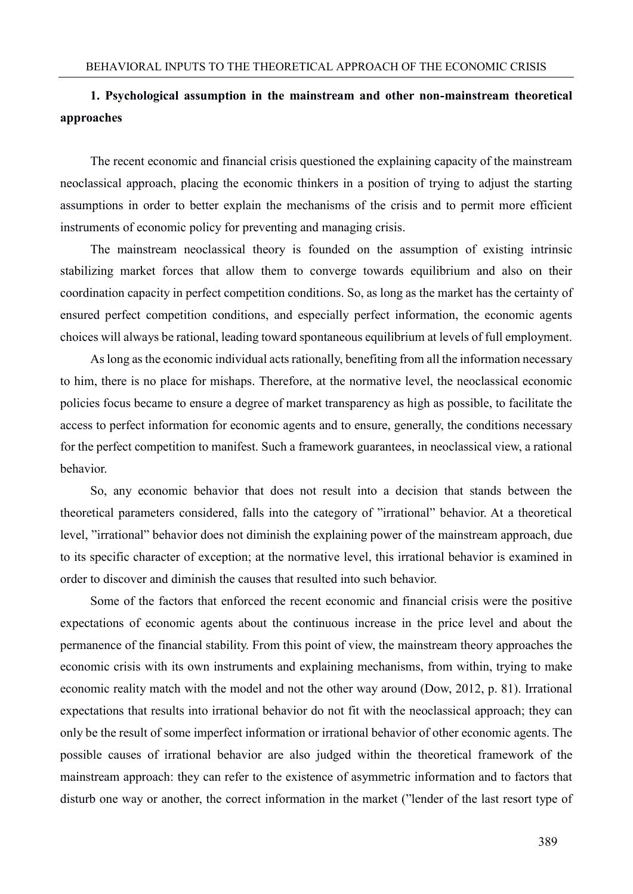## 1. Psychological assumption in the mainstream and other non-mainstream theoretical approaches

The recent economic and financial crisis questioned the explaining capacity of the mainstream neoclassical approach, placing the economic thinkers in a position of trying to adjust the starting assumptions in order to better explain the mechanisms of the crisis and to permit more efficient instruments of economic policy for preventing and managing crisis.

The mainstream neoclassical theory is founded on the assumption of existing intrinsic stabilizing market forces that allow them to converge towards equilibrium and also on their coordination capacity in perfect competition conditions. So, as long as the market has the certainty of ensured perfect competition conditions, and especially perfect information, the economic agents choices will always be rational, leading toward spontaneous equilibrium at levels of full employment.

As long as the economic individual acts rationally, benefiting from all the information necessary to him, there is no place for mishaps. Therefore, at the normative level, the neoclassical economic policies focus became to ensure a degree of market transparency as high as possible, to facilitate the access to perfect information for economic agents and to ensure, generally, the conditions necessary for the perfect competition to manifest. Such a framework guarantees, in neoclassical view, a rational behavior.

So, any economic behavior that does not result into a decision that stands between the theoretical parameters considered, falls into the category of "irrational" behavior. At a theoretical level, "irrational" behavior does not diminish the explaining power of the mainstream approach, due to its specific character of exception; at the normative level, this irrational behavior is examined in order to discover and diminish the causes that resulted into such behavior.

Some of the factors that enforced the recent economic and financial crisis were the positive expectations of economic agents about the continuous increase in the price level and about the permanence of the financial stability. From this point of view, the mainstream theory approaches the economic crisis with its own instruments and explaining mechanisms, from within, trying to make economic reality match with the model and not the other way around (Dow, 2012, p. 81). Irrational expectations that results into irrational behavior do not fit with the neoclassical approach; they can only be the result of some imperfect information or irrational behavior of other economic agents. The possible causes of irrational behavior are also judged within the theoretical framework of the mainstream approach: they can refer to the existence of asymmetric information and to factors that disturb one way or another, the correct information in the market ("lender of the last resort type of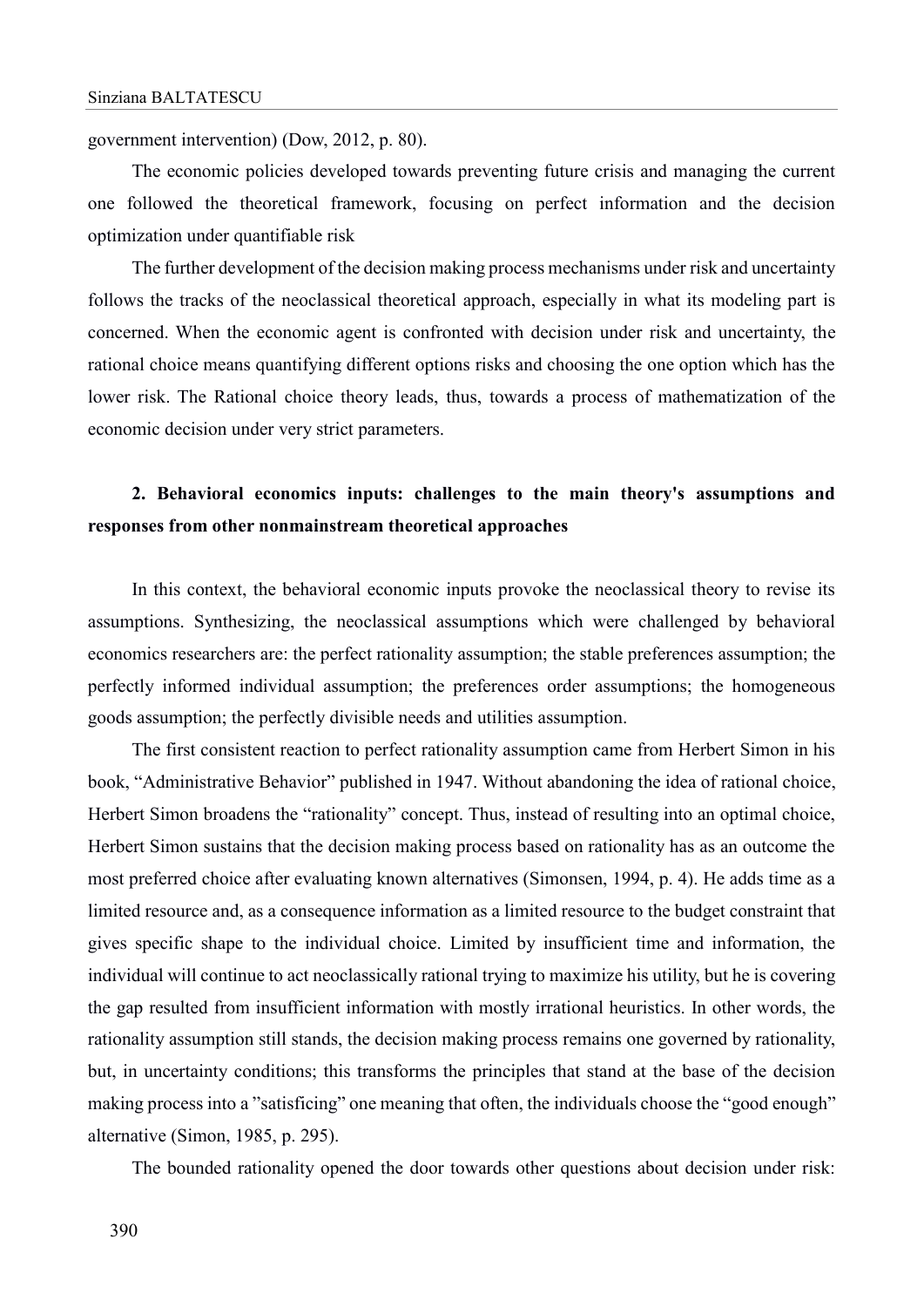government intervention) (Dow, 2012, p. 80).

The economic policies developed towards preventing future crisis and managing the current one followed the theoretical framework, focusing on perfect information and the decision optimization under quantifiable risk

The further development of the decision making process mechanisms under risk and uncertainty follows the tracks of the neoclassical theoretical approach, especially in what its modeling part is concerned. When the economic agent is confronted with decision under risk and uncertainty, the rational choice means quantifying different options risks and choosing the one option which has the lower risk. The Rational choice theory leads, thus, towards a process of mathematization of the economic decision under very strict parameters.

## 2. Behavioral economics inputs: challenges to the main theory's assumptions and responses from other nonmainstream theoretical approaches

In this context, the behavioral economic inputs provoke the neoclassical theory to revise its assumptions. Synthesizing, the neoclassical assumptions which were challenged by behavioral economics researchers are: the perfect rationality assumption; the stable preferences assumption; the perfectly informed individual assumption; the preferences order assumptions; the homogeneous goods assumption; the perfectly divisible needs and utilities assumption.

The first consistent reaction to perfect rationality assumption came from Herbert Simon in his book, "Administrative Behavior" published in 1947. Without abandoning the idea of rational choice, Herbert Simon broadens the "rationality" concept. Thus, instead of resulting into an optimal choice, Herbert Simon sustains that the decision making process based on rationality has as an outcome the most preferred choice after evaluating known alternatives (Simonsen, 1994, p. 4). He adds time as a limited resource and, as a consequence information as a limited resource to the budget constraint that gives specific shape to the individual choice. Limited by insufficient time and information, the individual will continue to act neoclassically rational trying to maximize his utility, but he is covering the gap resulted from insufficient information with mostly irrational heuristics. In other words, the rationality assumption still stands, the decision making process remains one governed by rationality, but, in uncertainty conditions; this transforms the principles that stand at the base of the decision making process into a "satisficing" one meaning that often, the individuals choose the "good enough" alternative (Simon, 1985, p. 295).

The bounded rationality opened the door towards other questions about decision under risk: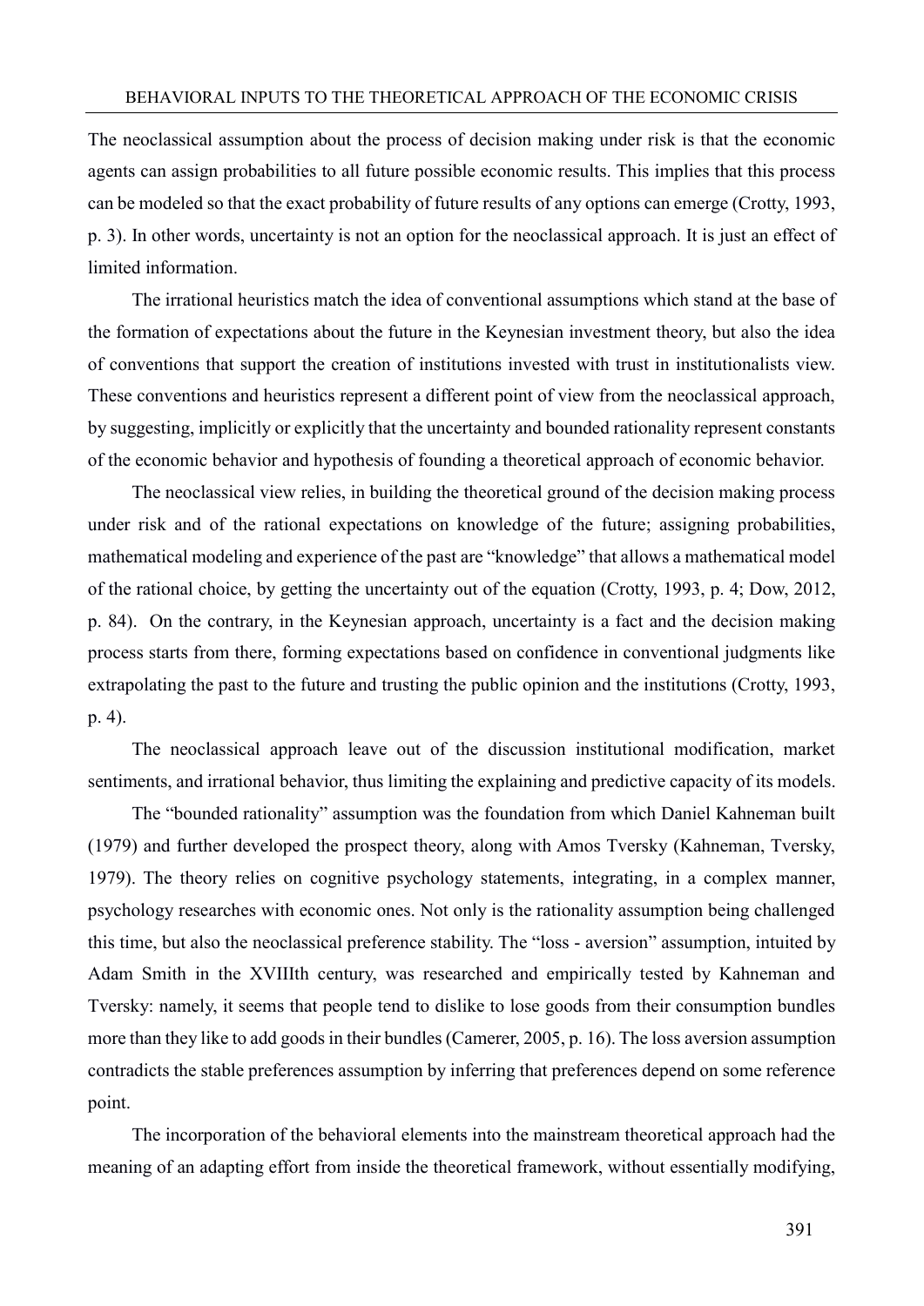The neoclassical assumption about the process of decision making under risk is that the economic agents can assign probabilities to all future possible economic results. This implies that this process can be modeled so that the exact probability of future results of any options can emerge (Crotty, 1993, p. 3). In other words, uncertainty is not an option for the neoclassical approach. It is just an effect of limited information.

The irrational heuristics match the idea of conventional assumptions which stand at the base of the formation of expectations about the future in the Keynesian investment theory, but also the idea of conventions that support the creation of institutions invested with trust in institutionalists view. These conventions and heuristics represent a different point of view from the neoclassical approach, by suggesting, implicitly or explicitly that the uncertainty and bounded rationality represent constants of the economic behavior and hypothesis of founding a theoretical approach of economic behavior.

The neoclassical view relies, in building the theoretical ground of the decision making process under risk and of the rational expectations on knowledge of the future; assigning probabilities, mathematical modeling and experience of the past are "knowledge" that allows a mathematical model of the rational choice, by getting the uncertainty out of the equation (Crotty, 1993, p. 4; Dow, 2012, p. 84). On the contrary, in the Keynesian approach, uncertainty is a fact and the decision making process starts from there, forming expectations based on confidence in conventional judgments like extrapolating the past to the future and trusting the public opinion and the institutions (Crotty, 1993, p. 4).

The neoclassical approach leave out of the discussion institutional modification, market sentiments, and irrational behavior, thus limiting the explaining and predictive capacity of its models.

The "bounded rationality" assumption was the foundation from which Daniel Kahneman built (1979) and further developed the prospect theory, along with Amos Tversky (Kahneman, Tversky, 1979). The theory relies on cognitive psychology statements, integrating, in a complex manner, psychology researches with economic ones. Not only is the rationality assumption being challenged this time, but also the neoclassical preference stability. The "loss - aversion" assumption, intuited by Adam Smith in the XVIIIth century, was researched and empirically tested by Kahneman and Tversky: namely, it seems that people tend to dislike to lose goods from their consumption bundles more than they like to add goods in their bundles (Camerer, 2005, p. 16). The loss aversion assumption contradicts the stable preferences assumption by inferring that preferences depend on some reference point.

The incorporation of the behavioral elements into the mainstream theoretical approach had the meaning of an adapting effort from inside the theoretical framework, without essentially modifying,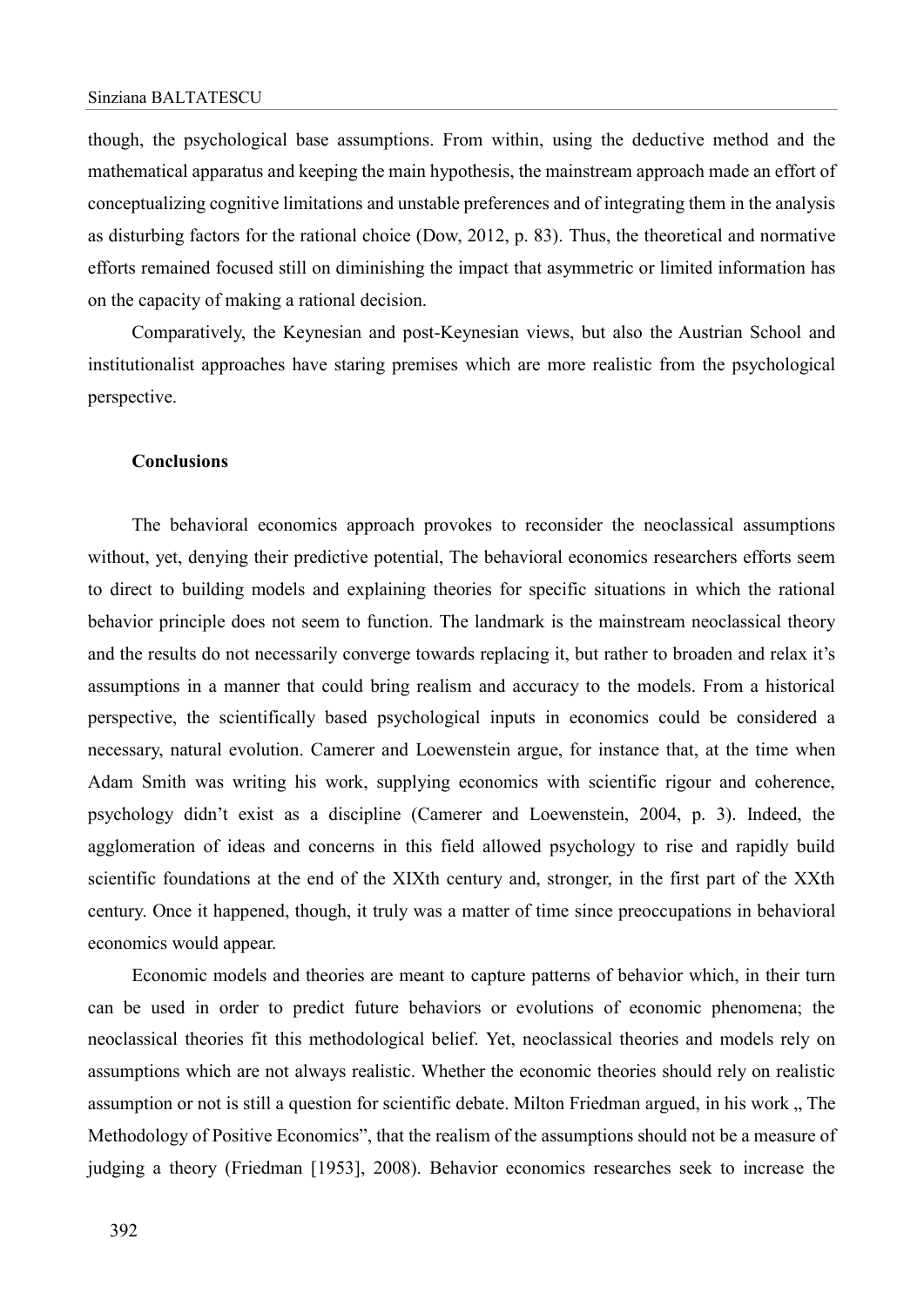though, the psychological base assumptions. From within, using the deductive method and the mathematical apparatus and keeping the main hypothesis, the mainstream approach made an effort of conceptualizing cognitive limitations and unstable preferences and of integrating them in the analysis as disturbing factors for the rational choice (Dow, 2012, p. 83). Thus, the theoretical and normative efforts remained focused still on diminishing the impact that asymmetric or limited information has on the capacity of making a rational decision.

Comparatively, the Keynesian and post-Keynesian views, but also the Austrian School and institutionalist approaches have staring premises which are more realistic from the psychological perspective.

**Conclusions**

The behavioral economics approach provokes to reconsider the neoclassical assumptions without, yet, denying their predictive potential, The behavioral economics researchers efforts seem to direct to building models and explaining theories for specific situations in which the rational behavior principle does not seem to function. The landmark is the mainstream neoclassical theory and the results do not necessarily converge towards replacing it, but rather to broaden and relax it's assumptions in a manner that could bring realism and accuracy to the models. From a historical perspective, the scientifically based psychological inputs in economics could be considered a necessary, natural evolution. Camerer and Loewenstein argue, for instance that, at the time when Adam Smith was writing his work, supplying economics with scientific rigour and coherence, psychology didn't exist as a discipline (Camerer and Loewenstein, 2004, p. 3). Indeed, the agglomeration of ideas and concerns in this field allowed psychology to rise and rapidly build scientific foundations at the end of the XIXth century and, stronger, in the first part of the XXth century. Once it happened, though, it truly was a matter of time since preoccupations in behavioral economics would appear.

Economic models and theories are meant to capture patterns of behavior which, in their turn can be used in order to predict future behaviors or evolutions of economic phenomena; the neoclassical theories fit this methodological belief. Yet, neoclassical theories and models rely on assumptions which are not always realistic. Whether the economic theories should rely on realistic assumption or not is still a question for scientific debate. Milton Friedman argued, in his work „ The Methodology of Positive Economics", that the realism of the assumptions should not be a measure of judging a theory (Friedman [1953], 2008). Behavior economics researches seek to increase the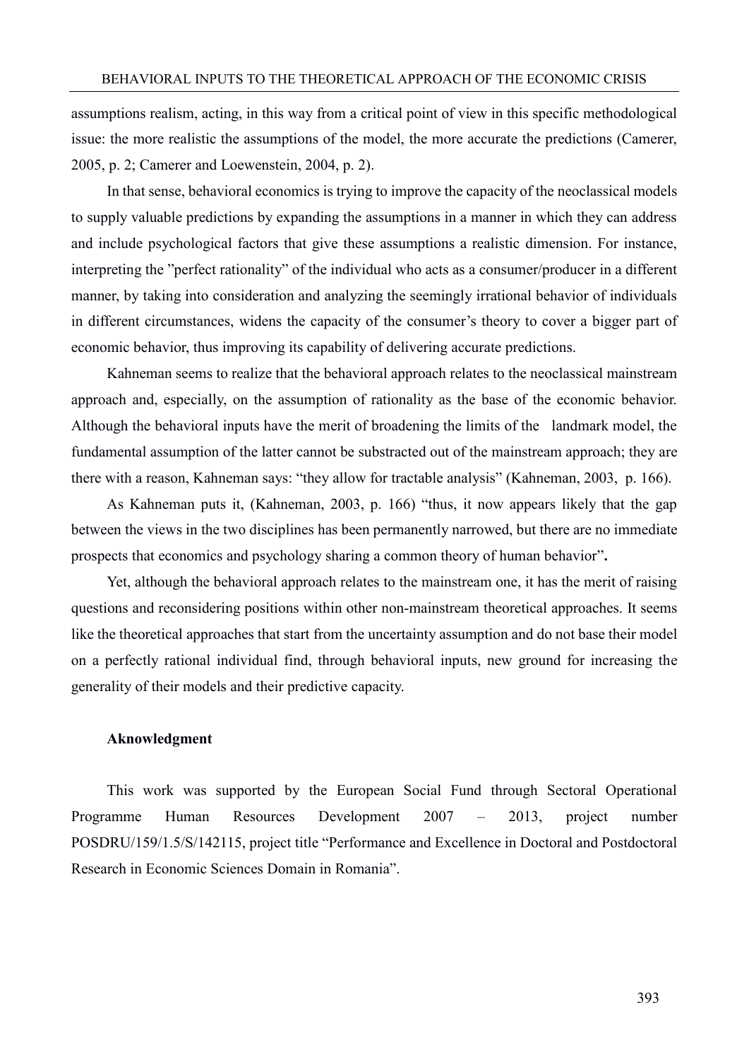assumptions realism, acting, in this way from a critical point of view in this specific methodological issue: the more realistic the assumptions of the model, the more accurate the predictions (Camerer, 2005, p. 2; Camerer and Loewenstein, 2004, p. 2).

In that sense, behavioral economics is trying to improve the capacity of the neoclassical models to supply valuable predictions by expanding the assumptions in a manner in which they can address and include psychological factors that give these assumptions a realistic dimension. For instance, interpreting the "perfect rationality" of the individual who acts as a consumer/producer in a different manner, by taking into consideration and analyzing the seemingly irrational behavior of individuals in different circumstances, widens the capacity of the consumer's theory to cover a bigger part of economic behavior, thus improving its capability of delivering accurate predictions.

Kahneman seems to realize that the behavioral approach relates to the neoclassical mainstream approach and, especially, on the assumption of rationality as the base of the economic behavior. Although the behavioral inputs have the merit of broadening the limits of the landmark model, the fundamental assumption of the latter cannot be substracted out of the mainstream approach; they are there with a reason, Kahneman says: "they allow for tractable analysis" (Kahneman, 2003, p. 166).

As Kahneman puts it, (Kahneman, 2003, p. 166) "thus, it now appears likely that the gap between the views in the two disciplines has been permanently narrowed, but there are no immediate prospects that economics and psychology sharing a common theory of human behavior"**.**

Yet, although the behavioral approach relates to the mainstream one, it has the merit of raising questions and reconsidering positions within other non-mainstream theoretical approaches. It seems like the theoretical approaches that start from the uncertainty assumption and do not base their model on a perfectly rational individual find, through behavioral inputs, new ground for increasing the generality of their models and their predictive capacity.

**Aknowledgment**

This work was supported by the European Social Fund through Sectoral Operational Programme Human Resources Development 2007 – 2013, project number POSDRU/159/1.5/S/142115, project title "Performance and Excellence in Doctoral and Postdoctoral Research in Economic Sciences Domain in Romania".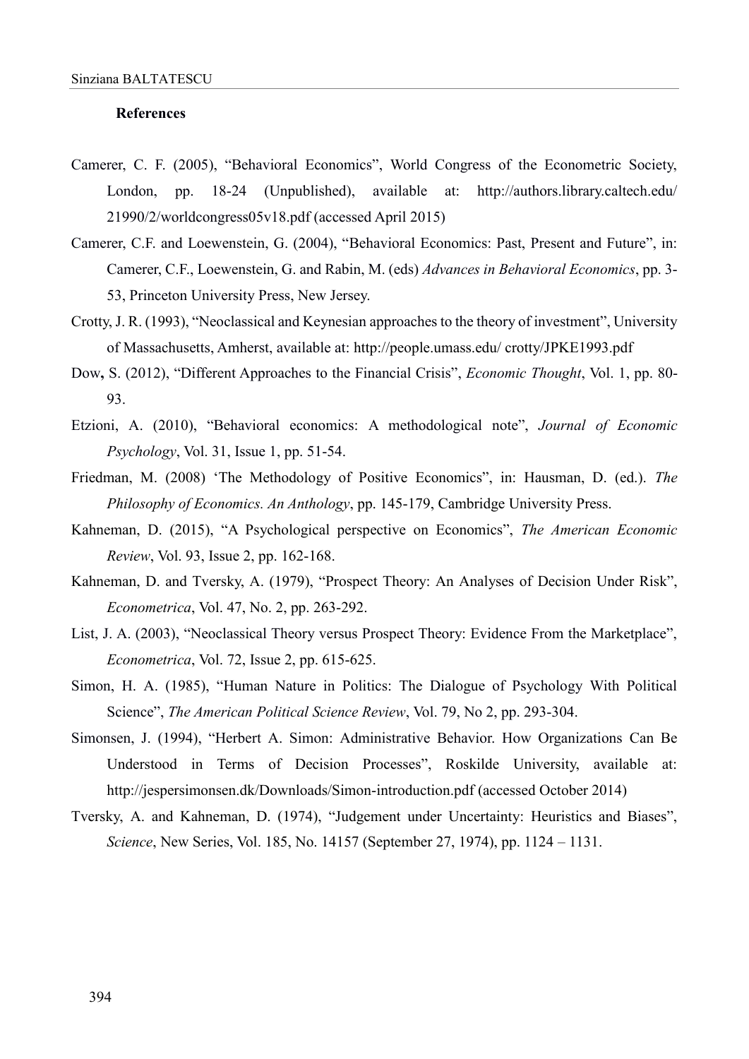## References

Camerer, C. F. (2005), "Behavioral Economics", World Congress of the Econometric Society, London, pp. 18-24 (Unpublished), available at: http://authors.library.caltech.edu/ 21990/2/worldcongress05v18.pdf (accessed April 2015)

Camerer, C.F. and Loewenstein, G. (2004), "Behavioral Economics: Past, Present and Future", in: Camerer, C.F., Loewenstein, G. and Rabin, M. (eds) *Advances in Behavioral Economics*, pp. 3-53, Princeton University Press, New Jersey.

Crotty, J. R. (1993), "Neoclassical and Keynesian approaches to the theory of investment", University of Massachusetts, Amherst, available at: http://people.umass.edu/ crotty/JPKE1993.pdf

Dow**,** S. (2012), "Different Approaches to the Financial Crisis", *Economic Thought*, Vol. 1, pp. 80-93.

Etzioni, A. (2010), "Behavioral economics: A methodological note", *Journal of Economic Psychology*, Vol. 31, Issue 1, pp. 51-54.

Friedman, M. (2008) 'The Methodology of Positive Economics", in: Hausman, D. (ed.). *The Philosophy of Economics. An Anthology*, pp. 145-179, Cambridge University Press.

Kahneman, D. (2015), "A Psychological perspective on Economics", *The American Economic Review*, Vol. 93, Issue 2, pp. 162-168.

Kahneman, D. and Tversky, A. (1979), "Prospect Theory: An Analyses of Decision Under Risk", *Econometrica*, Vol. 47, No. 2, pp. 263-292.

List, J. A. (2003), "Neoclassical Theory versus Prospect Theory: Evidence From the Marketplace", *Econometrica*, Vol. 72, Issue 2, pp. 615-625.

Simon, H. A. (1985), "Human Nature in Politics: The Dialogue of Psychology With Political Science", *The American Political Science Review*, Vol. 79, No 2, pp. 293-304.

Simonsen, J. (1994), "Herbert A. Simon: Administrative Behavior. How Organizations Can Be Understood in Terms of Decision Processes", Roskilde University, available at: http://jespersimonsen.dk/Downloads/Simon-introduction.pdf (accessed October 2014)

Tversky, A. and Kahneman, D. (1974), "Judgement under Uncertainty: Heuristics and Biases", *Science*, New Series, Vol. 185, No. 14157 (September 27, 1974), pp. 1124 – 1131.